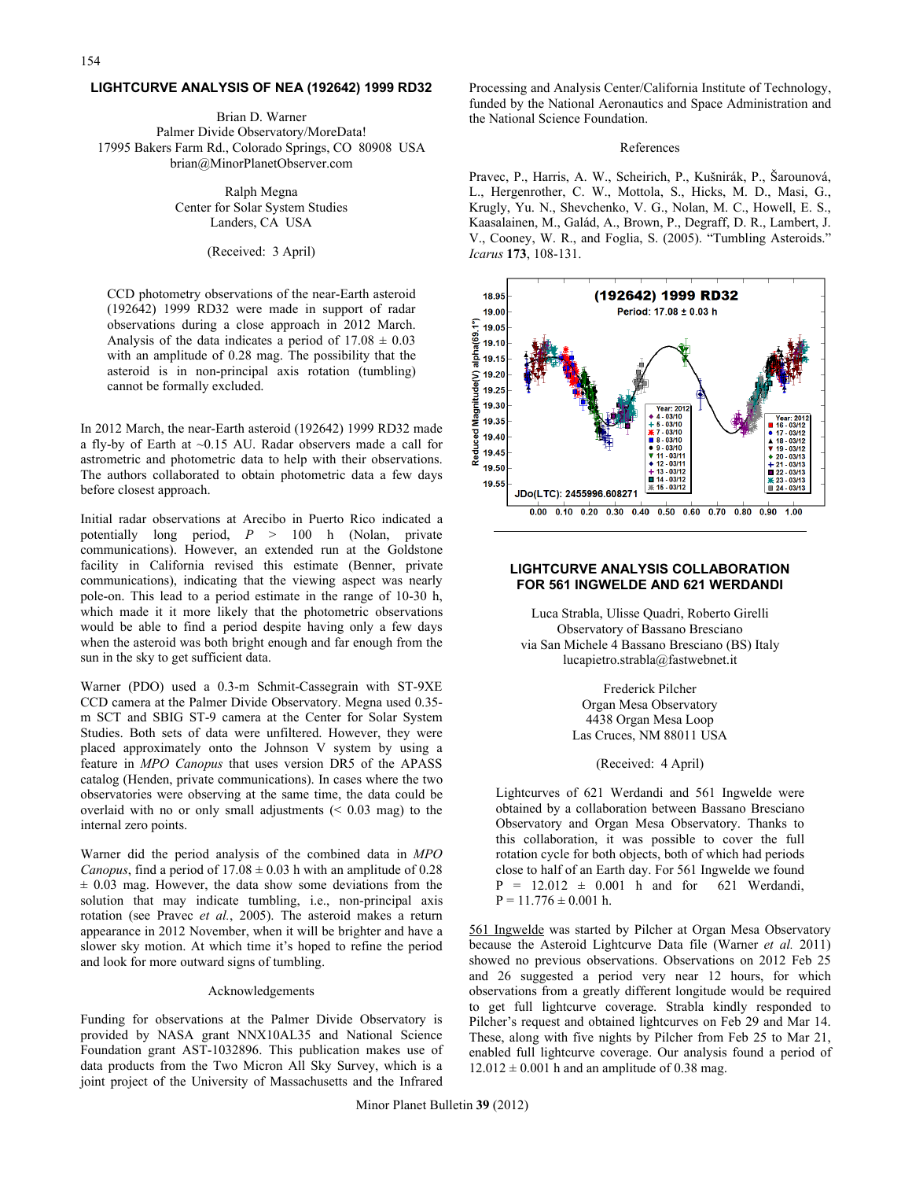## LIGHTCURVE ANALYSIS OF NEA (192642) 1999 RD32

Brian D. Warner
Palmer Divide Observatory/MoreData!
17995 Bakers Farm Rd., Colorado Springs, CO 80908 USA
brian@MinorPlanetObserver.com

Ralph Megna
Center for Solar System Studies
Landers, CA USA

(Received: 3 April)

CCD photometry observations of the near-Earth asteroid (192642) 1999 RD32 were made in support of radar observations during a close approach in 2012 March. Analysis of the data indicates a period of $17.08 \pm 0.03$ with an amplitude of 0.28 mag. The possibility that the asteroid is in non-principal axis rotation (tumbling) cannot be formally excluded.

In 2012 March, the near-Earth asteroid (192642) 1999 RD32 made a fly-by of Earth at ~0.15 AU. Radar observers made a call for astrometric and photometric data to help with their observations. The authors collaborated to obtain photometric data a few days before closest approach.

Initial radar observations at Arecibo in Puerto Rico indicated a potentially long period, $P > 100$ h (Nolan, private communications). However, an extended run at the Goldstone facility in California revised this estimate (Benner, private communications), indicating that the viewing aspect was nearly pole-on. This lead to a period estimate in the range of 10-30 h, which made it it more likely that the photometric observations would be able to find a period despite having only a few days when the asteroid was both bright enough and far enough from the sun in the sky to get sufficient data.

Warner (PDO) used a 0.3-m Schmit-Cassegrain with ST-9XE CCD camera at the Palmer Divide Observatory. Megna used 0.35-m SCT and SBIG ST-9 camera at the Center for Solar System Studies. Both sets of data were unfiltered. However, they were placed approximately onto the Johnson V system by using a feature in *MPO Canopus* that uses version DR5 of the APASS catalog (Henden, private communications). In cases where the two observatories were observing at the same time, the data could be overlaid with no or only small adjustments (< 0.03 mag) to the internal zero points.

Warner did the period analysis of the combined data in *MPO Canopus*, find a period of $17.08 \pm 0.03$ h with an amplitude of $0.28 \pm 0.03$ mag. However, the data show some deviations from the solution that may indicate tumbling, i.e., non-principal axis rotation (see Pravec *et al.*, 2005). The asteroid makes a return appearance in 2012 November, when it will be brighter and have a slower sky motion. At which time it's hoped to refine the period and look for more outward signs of tumbling.

### Acknowledgements

Funding for observations at the Palmer Divide Observatory is provided by NASA grant NNX10AL35 and National Science Foundation grant AST-1032896. This publication makes use of data products from the Two Micron All Sky Survey, which is a joint project of the University of Massachusetts and the Infrared Processing and Analysis Center/California Institute of Technology, funded by the National Aeronautics and Space Administration and the National Science Foundation.

### References

Pravec, P., Harris, A. W., Scheirich, P., Kušnirák, P., Šarounová, L., Hergenrother, C. W., Mottola, S., Hicks, M. D., Masi, G., Krugly, Yu. N., Shevchenko, V. G., Nolan, M. C., Howell, E. S., Kaasalainen, M., Galád, A., Brown, P., Degraff, D. R., Lambert, J. V., Cooney, W. R., and Foglia, S. (2005). "Tumbling Asteroids." *Icarus* **173**, 108-131.

## LIGHTCURVE ANALYSIS COLLABORATION FOR 561 INGWELDE AND 621 WERDANDI

Luca Strabla, Ulisse Quadri, Roberto Girelli
Observatory of Bassano Bresciano
via San Michele 4 Bassano Bresciano (BS) Italy
lucapietro.strabla@fastwebnet.it

Frederick Pilcher
Organ Mesa Observatory
4438 Organ Mesa Loop
Las Cruces, NM 88011 USA

(Received: 4 April)

Lightcurves of 621 Werdandi and 561 Ingwelde were obtained by a collaboration between Bassano Bresciano Observatory and Organ Mesa Observatory. Thanks to this collaboration, it was possible to cover the full rotation cycle for both objects, both of which had periods close to half of an Earth day. For 561 Ingwelde we found $P = 12.012 \pm 0.001$ h and for 621 Werdandi, $P = 11.776 \pm 0.001$ h.

<u>561 Ingwelde</u> was started by Pilcher at Organ Mesa Observatory because the Asteroid Lightcurve Data file (Warner *et al.* 2011) showed no previous observations. Observations on 2012 Feb 25 and 26 suggested a period very near 12 hours, for which observations from a greatly different longitude would be required to get full lightcurve coverage. Strabla kindly responded to Pilcher's request and obtained lightcurves on Feb 29 and Mar 14. These, along with five nights by Pilcher from Feb 25 to Mar 21, enabled full lightcurve coverage. Our analysis found a period of $12.012 \pm 0.001$ h and an amplitude of 0.38 mag.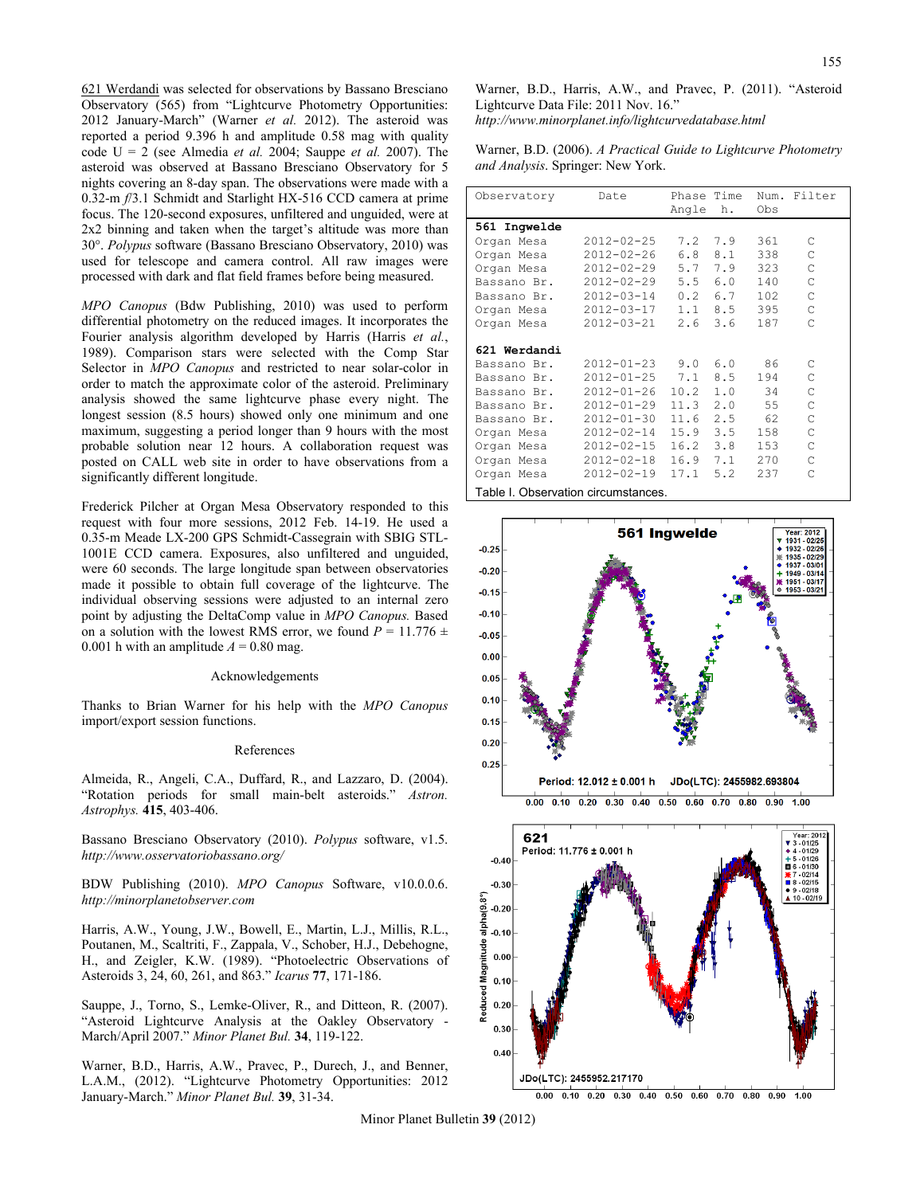621 Werdandi was selected for observations by Bassano Bresciano Observatory (565) from "Lightcurve Photometry Opportunities: 2012 January-March" (Warner *et al.* 2012). The asteroid was reported a period 9.396 h and amplitude 0.58 mag with quality code U = 2 (see Almedia *et al.* 2004; Sauppe *et al.* 2007). The asteroid was observed at Bassano Bresciano Observatory for 5 nights covering an 8-day span. The observations were made with a 0.32-m *f*/3.1 Schmidt and Starlight HX-516 CCD camera at prime focus. The 120-second exposures, unfiltered and unguided, were at 2x2 binning and taken when the target's altitude was more than 30°. *Polypus* software (Bassano Bresciano Observatory, 2010) was used for telescope and camera control. All raw images were processed with dark and flat field frames before being measured.

*MPO Canopus* (Bdw Publishing, 2010) was used to perform differential photometry on the reduced images. It incorporates the Fourier analysis algorithm developed by Harris (Harris *et al.*, 1989). Comparison stars were selected with the Comp Star Selector in *MPO Canopus* and restricted to near solar-color in order to match the approximate color of the asteroid. Preliminary analysis showed the same lightcurve phase every night. The longest session (8.5 hours) showed only one minimum and one maximum, suggesting a period longer than 9 hours with the most probable solution near 12 hours. A collaboration request was posted on CALL web site in order to have observations from a significantly different longitude.

Frederick Pilcher at Organ Mesa Observatory responded to this request with four more sessions, 2012 Feb. 14-19. He used a 0.35-m Meade LX-200 GPS Schmidt-Cassegrain with SBIG STL-1001E CCD camera. Exposures, also unfiltered and unguided, were 60 seconds. The large longitude span between observatories made it possible to obtain full coverage of the lightcurve. The individual observing sessions were adjusted to an internal zero point by adjusting the DeltaComp value in *MPO Canopus.* Based on a solution with the lowest RMS error, we found $P = 11.776 \pm 0.001$ h with an amplitude $A = 0.80$ mag.

## Acknowledgements

Thanks to Brian Warner for his help with the *MPO Canopus* import/export session functions.

## References

Almeida, R., Angeli, C.A., Duffard, R., and Lazzaro, D. (2004). "Rotation periods for small main-belt asteroids." *Astron. Astrophys.* **415**, 403-406.

Bassano Bresciano Observatory (2010). *Polypus* software, v1.5. *http://www.osservatoriobassano.org/*

BDW Publishing (2010). *MPO Canopus* Software, v10.0.0.6. *http://minorplanetobserver.com*

Harris, A.W., Young, J.W., Bowell, E., Martin, L.J., Millis, R.L., Poutanen, M., Scaltriti, F., Zappala, V., Schober, H.J., Debehogne, H., and Zeigler, K.W. (1989). "Photoelectric Observations of Asteroids 3, 24, 60, 261, and 863." *Icarus* **77**, 171-186.

Sauppe, J., Torno, S., Lemke-Oliver, R., and Ditteon, R. (2007). "Asteroid Lightcurve Analysis at the Oakley Observatory - March/April 2007." *Minor Planet Bul.* **34**, 119-122.

Warner, B.D., Harris, A.W., Pravec, P., Durech, J., and Benner, L.A.M., (2012). "Lightcurve Photometry Opportunities: 2012 January-March." *Minor Planet Bul.* **39**, 31-34.

Warner, B.D., Harris, A.W., and Pravec, P. (2011). "Asteroid Lightcurve Data File: 2011 Nov. 16." *http://www.minorplanet.info/lightcurvedatabase.html*

Warner, B.D. (2006). *A Practical Guide to Lightcurve Photometry and Analysis*. Springer: New York.

| Observatory | Date | Phase Angle | Time h. | Num. Obs | Filter |
|---|---|---|---|---|---|
| **561 Ingwelde** | | | | | |
| Organ Mesa | 2012-02-25 | 7.2 | 7.9 | 361 | C |
| Organ Mesa | 2012-02-26 | 6.8 | 8.1 | 338 | C |
| Organ Mesa | 2012-02-29 | 5.7 | 7.9 | 323 | C |
| Bassano Br. | 2012-02-29 | 5.5 | 6.0 | 140 | C |
| Bassano Br. | 2012-03-14 | 0.2 | 6.7 | 102 | C |
| Organ Mesa | 2012-03-17 | 1.1 | 8.5 | 395 | C |
| Organ Mesa | 2012-03-21 | 2.6 | 3.6 | 187 | C |
| **621 Werdandi** | | | | | |
| Bassano Br. | 2012-01-23 | 9.0 | 6.0 | 86 | C |
| Bassano Br. | 2012-01-25 | 7.1 | 8.5 | 194 | C |
| Bassano Br. | 2012-01-26 | 10.2 | 1.0 | 34 | C |
| Bassano Br. | 2012-01-29 | 11.3 | 2.0 | 55 | C |
| Bassano Br. | 2012-01-30 | 11.6 | 2.5 | 62 | C |
| Organ Mesa | 2012-02-14 | 15.9 | 3.5 | 158 | C |
| Organ Mesa | 2012-02-15 | 16.2 | 3.8 | 153 | C |
| Organ Mesa | 2012-02-18 | 16.9 | 7.1 | 270 | C |
| Organ Mesa | 2012-02-19 | 17.1 | 5.2 | 237 | C |

Table I. Observation circumstances.

561 Ingwelde

Year: 2012
1931 - 02/25
1932 - 02/26
1935 - 02/29
1937 - 03/01
1949 - 03/14
1951 - 03/17
1953 - 03/21

Period: 12.012 ± 0.001 h JDo(LTC): 2455982.693804

621

Period: 11.776 ± 0.001 h

Year: 2012
3 - 01/25
4 - 01/29
5 - 01/26
6 - 01/30
7 - 02/14
8 - 02/15
9 - 02/18
10 - 02/19

Reduced Magnitude alpha(9.8°)

JDo(LTC): 2455952.217170